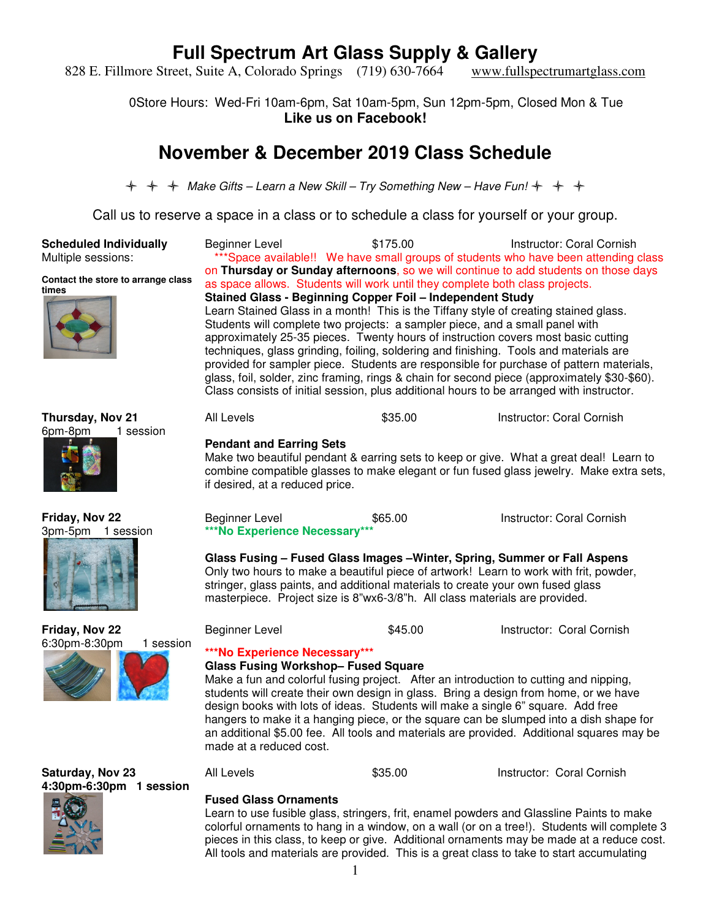# Full Spectrum Art Glass Supply & Gallery

828 E. Fillmore Street, Suite A, Colorado Springs (719) 630-7664 www.fullspectrumartglass.com

0Store Hours: Wed-Fri 10am-6pm, Sat 10am-5pm, Sun 12pm-5pm, Closed Mon & Tue
**Like us on Facebook!**

## November & December 2019 Class Schedule

*Make Gifts – Learn a New Skill – Try Something New – Have Fun!*

Call us to reserve a space in a class or to schedule a class for yourself or your group.

---

**Scheduled Individually**
Multiple sessions:

**Contact the store to arrange class times**

Beginner Level | $175.00 | Instructor: Coral Cornish

***Space available!! We have small groups of students who have been attending class on **Thursday or Sunday afternoons**, so we will continue to add students on those days as space allows. Students will work until they complete both class projects.

**Stained Glass - Beginning Copper Foil – Independent Study**

Learn Stained Glass in a month! This is the Tiffany style of creating stained glass. Students will complete two projects: a sampler piece, and a small panel with approximately 25-35 pieces. Twenty hours of instruction covers most basic cutting techniques, glass grinding, foiling, soldering and finishing. Tools and materials are provided for sampler piece. Students are responsible for purchase of pattern materials, glass, foil, solder, zinc framing, rings & chain for second piece (approximately $30-$60). Class consists of initial session, plus additional hours to be arranged with instructor.

---

**Thursday, Nov 21**
6pm-8pm 1 session

All Levels | $35.00 | Instructor: Coral Cornish

**Pendant and Earring Sets**

Make two beautiful pendant & earring sets to keep or give. What a great deal! Learn to combine compatible glasses to make elegant or fun fused glass jewelry. Make extra sets, if desired, at a reduced price.

---

**Friday, Nov 22**
3pm-5pm 1 session

Beginner Level | $65.00 | Instructor: Coral Cornish

***No Experience Necessary***

**Glass Fusing – Fused Glass Images –Winter, Spring, Summer or Fall Aspens**

Only two hours to make a beautiful piece of artwork! Learn to work with frit, powder, stringer, glass paints, and additional materials to create your own fused glass masterpiece. Project size is 8"wx6-3/8"h. All class materials are provided.

---

**Friday, Nov 22**
6:30pm-8:30pm 1 session

Beginner Level | $45.00 | Instructor: Coral Cornish

***No Experience Necessary***

**Glass Fusing Workshop– Fused Square**

Make a fun and colorful fusing project. After an introduction to cutting and nipping, students will create their own design in glass. Bring a design from home, or we have design books with lots of ideas. Students will make a single 6" square. Add free hangers to make it a hanging piece, or the square can be slumped into a dish shape for an additional $5.00 fee. All tools and materials are provided. Additional squares may be made at a reduced cost.

---

**Saturday, Nov 23**
**4:30pm-6:30pm 1 session**

All Levels | $35.00 | Instructor: Coral Cornish

**Fused Glass Ornaments**

Learn to use fusible glass, stringers, frit, enamel powders and Glassline Paints to make colorful ornaments to hang in a window, on a wall (or on a tree!). Students will complete 3 pieces in this class, to keep or give. Additional ornaments may be made at a reduce cost. All tools and materials are provided. This is a great class to take to start accumulating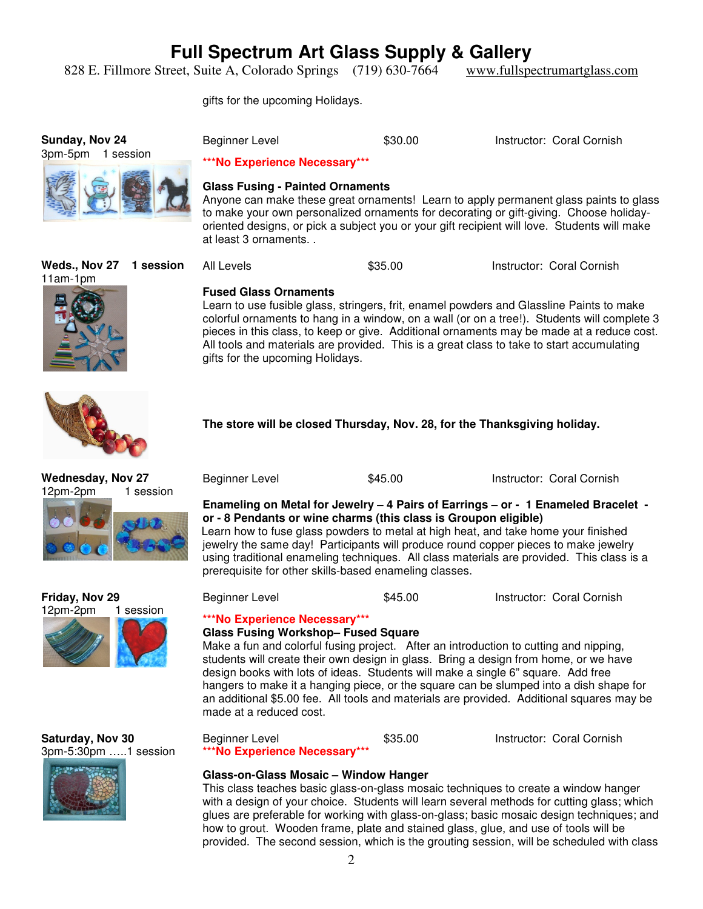# Full Spectrum Art Glass Supply & Gallery

828 E. Fillmore Street, Suite A, Colorado Springs (719) 630-7664 www.fullspectrumartglass.com

gifts for the upcoming Holidays.

**Sunday, Nov 24**
3pm-5pm 1 session

Beginner Level $30.00 Instructor: Coral Cornish

*****No Experience Necessary*****

**Glass Fusing - Painted Ornaments**
Anyone can make these great ornaments! Learn to apply permanent glass paints to glass to make your own personalized ornaments for decorating or gift-giving. Choose holiday-oriented designs, or pick a subject you or your gift recipient will love. Students will make at least 3 ornaments. .

**Weds., Nov 27 1 session**
11am-1pm

All Levels $35.00 Instructor: Coral Cornish

**Fused Glass Ornaments**
Learn to use fusible glass, stringers, frit, enamel powders and Glassline Paints to make colorful ornaments to hang in a window, on a wall (or on a tree!). Students will complete 3 pieces in this class, to keep or give. Additional ornaments may be made at a reduce cost. All tools and materials are provided. This is a great class to take to start accumulating gifts for the upcoming Holidays.

**The store will be closed Thursday, Nov. 28, for the Thanksgiving holiday.**

**Wednesday, Nov 27**
12pm-2pm 1 session

Beginner Level $45.00 Instructor: Coral Cornish

**Enameling on Metal for Jewelry – 4 Pairs of Earrings – or - 1 Enameled Bracelet - or - 8 Pendants or wine charms (this class is Groupon eligible)**
Learn how to fuse glass powders to metal at high heat, and take home your finished jewelry the same day! Participants will produce round copper pieces to make jewelry using traditional enameling techniques. All class materials are provided. This class is a prerequisite for other skills-based enameling classes.

**Friday, Nov 29**
12pm-2pm 1 session

Beginner Level $45.00 Instructor: Coral Cornish

*****No Experience Necessary*****

**Glass Fusing Workshop– Fused Square**
Make a fun and colorful fusing project. After an introduction to cutting and nipping, students will create their own design in glass. Bring a design from home, or we have design books with lots of ideas. Students will make a single 6" square. Add free hangers to make it a hanging piece, or the square can be slumped into a dish shape for an additional $5.00 fee. All tools and materials are provided. Additional squares may be made at a reduced cost.

**Saturday, Nov 30**
3pm-5:30pm …..1 session

Beginner Level $35.00 Instructor: Coral Cornish

*****No Experience Necessary*****

**Glass-on-Glass Mosaic – Window Hanger**
This class teaches basic glass-on-glass mosaic techniques to create a window hanger with a design of your choice. Students will learn several methods for cutting glass; which glues are preferable for working with glass-on-glass; basic mosaic design techniques; and how to grout. Wooden frame, plate and stained glass, glue, and use of tools will be provided. The second session, which is the grouting session, will be scheduled with class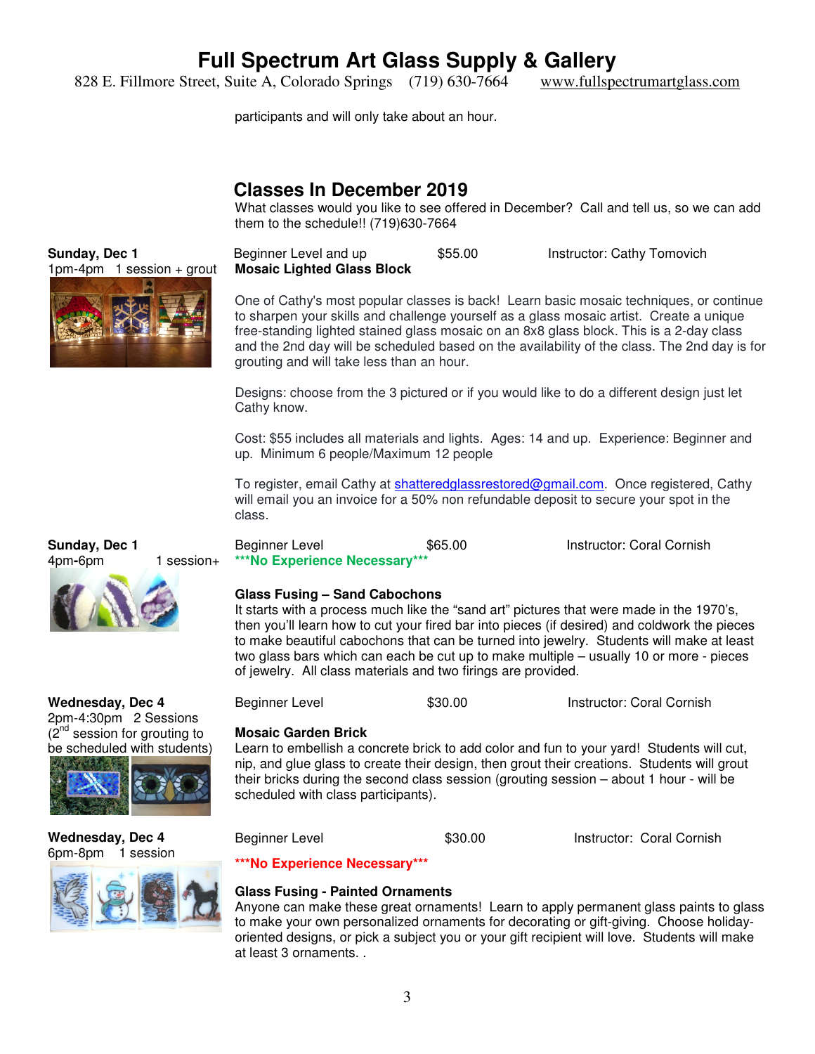participants and will only take about an hour.

## Classes In December 2019

What classes would you like to see offered in December? Call and tell us, so we can add them to the schedule!! (719)630-7664

**Sunday, Dec 1**
1pm-4pm 1 session + grout

Beginner Level and up $55.00 Instructor: Cathy Tomovich

**Mosaic Lighted Glass Block**

One of Cathy's most popular classes is back! Learn basic mosaic techniques, or continue to sharpen your skills and challenge yourself as a glass mosaic artist. Create a unique free-standing lighted stained glass mosaic on an 8x8 glass block. This is a 2-day class and the 2nd day will be scheduled based on the availability of the class. The 2nd day is for grouting and will take less than an hour.

Designs: choose from the 3 pictured or if you would like to do a different design just let Cathy know.

Cost: $55 includes all materials and lights. Ages: 14 and up. Experience: Beginner and up. Minimum 6 people/Maximum 12 people

To register, email Cathy at shatteredglassrestored@gmail.com. Once registered, Cathy will email you an invoice for a 50% non refundable deposit to secure your spot in the class.

**Sunday, Dec 1**
4pm-6pm 1 session+

Beginner Level $65.00 Instructor: Coral Cornish

**\*\*\*No Experience Necessary\*\*\***

**Glass Fusing – Sand Cabochons**

It starts with a process much like the "sand art" pictures that were made in the 1970's, then you'll learn how to cut your fired bar into pieces (if desired) and coldwork the pieces to make beautiful cabochons that can be turned into jewelry. Students will make at least two glass bars which can each be cut up to make multiple – usually 10 or more - pieces of jewelry. All class materials and two firings are provided.

**Wednesday, Dec 4**
2pm-4:30pm 2 Sessions
(2nd session for grouting to be scheduled with students)

Beginner Level $30.00 Instructor: Coral Cornish

**Mosaic Garden Brick**

Learn to embellish a concrete brick to add color and fun to your yard! Students will cut, nip, and glue glass to create their design, then grout their creations. Students will grout their bricks during the second class session (grouting session – about 1 hour - will be scheduled with class participants).

**Wednesday, Dec 4**
6pm-8pm 1 session

Beginner Level $30.00 Instructor: Coral Cornish

**\*\*\*No Experience Necessary\*\*\***

**Glass Fusing - Painted Ornaments**

Anyone can make these great ornaments! Learn to apply permanent glass paints to glass to make your own personalized ornaments for decorating or gift-giving. Choose holiday-oriented designs, or pick a subject you or your gift recipient will love. Students will make at least 3 ornaments. .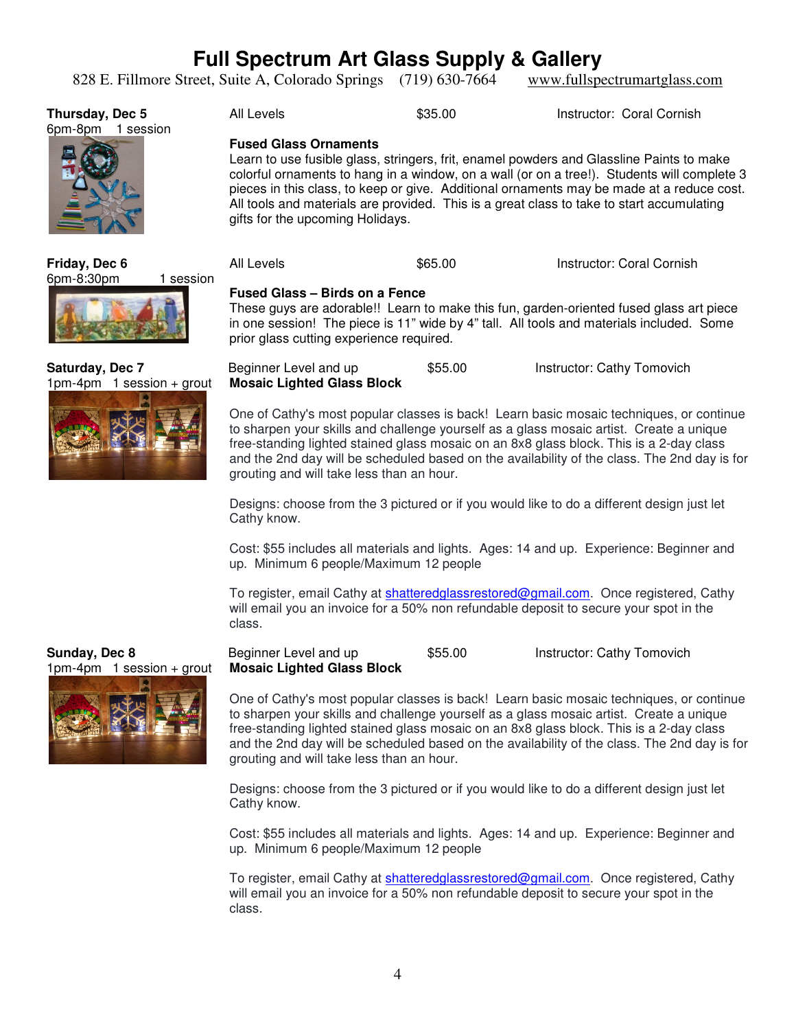# Full Spectrum Art Glass Supply & Gallery

828 E. Fillmore Street, Suite A, Colorado Springs (719) 630-7664 www.fullspectrumartglass.com

**Thursday, Dec 5**
6pm-8pm 1 session

All Levels $35.00 Instructor: Coral Cornish

**Fused Glass Ornaments**

Learn to use fusible glass, stringers, frit, enamel powders and Glassline Paints to make colorful ornaments to hang in a window, on a wall (or on a tree!). Students will complete 3 pieces in this class, to keep or give. Additional ornaments may be made at a reduce cost. All tools and materials are provided. This is a great class to take to start accumulating gifts for the upcoming Holidays.

**Friday, Dec 6**
6pm-8:30pm 1 session

All Levels $65.00 Instructor: Coral Cornish

**Fused Glass – Birds on a Fence**

These guys are adorable!! Learn to make this fun, garden-oriented fused glass art piece in one session! The piece is 11" wide by 4" tall. All tools and materials included. Some prior glass cutting experience required.

**Saturday, Dec 7**
1pm-4pm 1 session + grout

Beginner Level and up $55.00 Instructor: Cathy Tomovich

**Mosaic Lighted Glass Block**

One of Cathy's most popular classes is back! Learn basic mosaic techniques, or continue to sharpen your skills and challenge yourself as a glass mosaic artist. Create a unique free-standing lighted stained glass mosaic on an 8x8 glass block. This is a 2-day class and the 2nd day will be scheduled based on the availability of the class. The 2nd day is for grouting and will take less than an hour.

Designs: choose from the 3 pictured or if you would like to do a different design just let Cathy know.

Cost: $55 includes all materials and lights. Ages: 14 and up. Experience: Beginner and up. Minimum 6 people/Maximum 12 people

To register, email Cathy at shatteredglassrestored@gmail.com. Once registered, Cathy will email you an invoice for a 50% non refundable deposit to secure your spot in the class.

**Sunday, Dec 8**
1pm-4pm 1 session + grout

Beginner Level and up $55.00 Instructor: Cathy Tomovich

**Mosaic Lighted Glass Block**

One of Cathy's most popular classes is back! Learn basic mosaic techniques, or continue to sharpen your skills and challenge yourself as a glass mosaic artist. Create a unique free-standing lighted stained glass mosaic on an 8x8 glass block. This is a 2-day class and the 2nd day will be scheduled based on the availability of the class. The 2nd day is for grouting and will take less than an hour.

Designs: choose from the 3 pictured or if you would like to do a different design just let Cathy know.

Cost: $55 includes all materials and lights. Ages: 14 and up. Experience: Beginner and up. Minimum 6 people/Maximum 12 people

To register, email Cathy at shatteredglassrestored@gmail.com. Once registered, Cathy will email you an invoice for a 50% non refundable deposit to secure your spot in the class.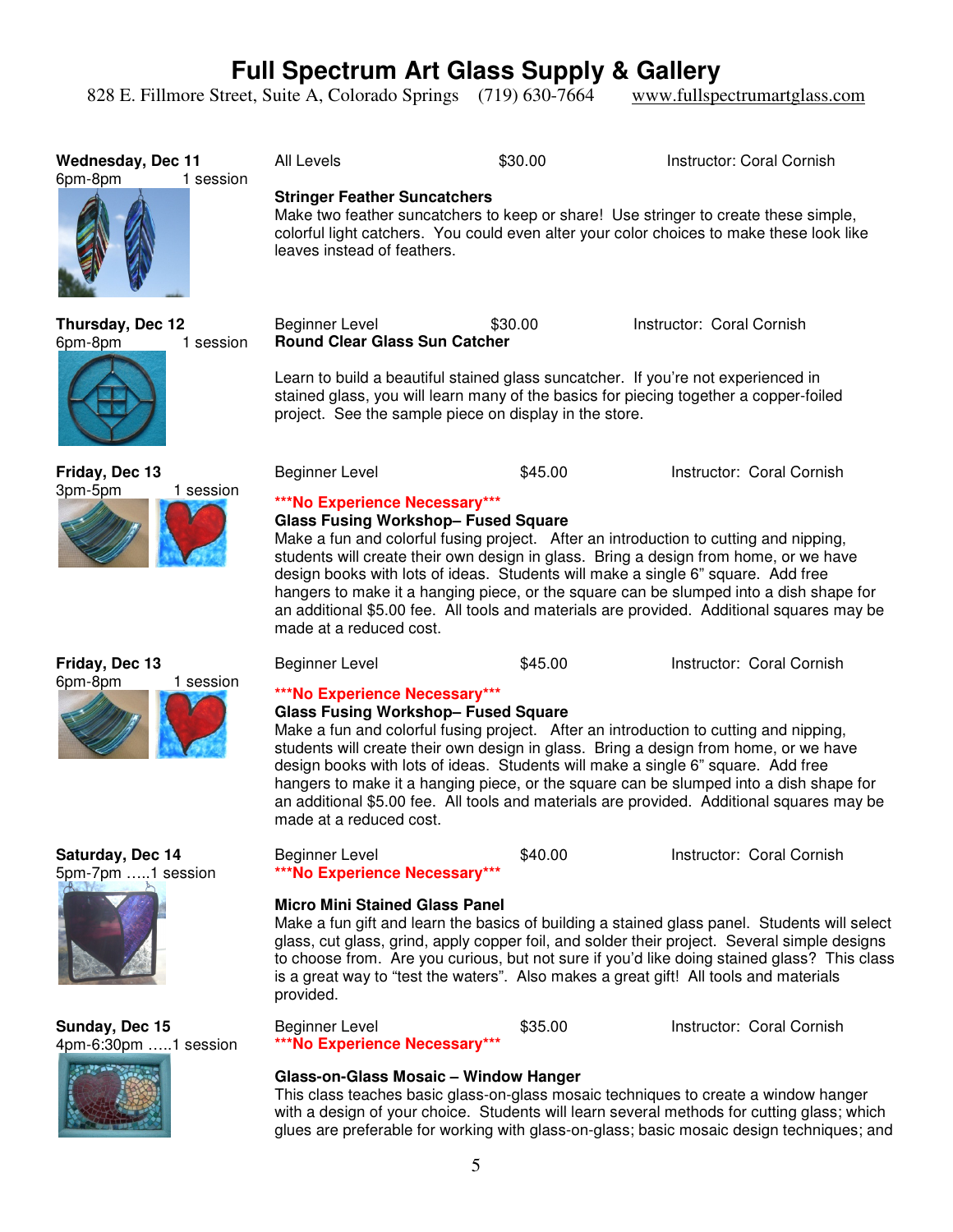# Full Spectrum Art Glass Supply & Gallery

828 E. Fillmore Street, Suite A, Colorado Springs (719) 630-7664 www.fullspectrumartglass.com

**Wednesday, Dec 11**
6pm-8pm 1 session

All Levels $30.00 Instructor: Coral Cornish

**Stringer Feather Suncatchers**
Make two feather suncatchers to keep or share! Use stringer to create these simple, colorful light catchers. You could even alter your color choices to make these look like leaves instead of feathers.

**Thursday, Dec 12**
6pm-8pm 1 session

Beginner Level $30.00 Instructor: Coral Cornish

**Round Clear Glass Sun Catcher**

Learn to build a beautiful stained glass suncatcher. If you're not experienced in stained glass, you will learn many of the basics for piecing together a copper-foiled project. See the sample piece on display in the store.

**Friday, Dec 13**
3pm-5pm 1 session

Beginner Level $45.00 Instructor: Coral Cornish

**\*\*\*No Experience Necessary\*\*\***

**Glass Fusing Workshop– Fused Square**
Make a fun and colorful fusing project. After an introduction to cutting and nipping, students will create their own design in glass. Bring a design from home, or we have design books with lots of ideas. Students will make a single 6" square. Add free hangers to make it a hanging piece, or the square can be slumped into a dish shape for an additional $5.00 fee. All tools and materials are provided. Additional squares may be made at a reduced cost.

**Friday, Dec 13**
6pm-8pm 1 session

Beginner Level $45.00 Instructor: Coral Cornish

**\*\*\*No Experience Necessary\*\*\***

**Glass Fusing Workshop– Fused Square**
Make a fun and colorful fusing project. After an introduction to cutting and nipping, students will create their own design in glass. Bring a design from home, or we have design books with lots of ideas. Students will make a single 6" square. Add free hangers to make it a hanging piece, or the square can be slumped into a dish shape for an additional $5.00 fee. All tools and materials are provided. Additional squares may be made at a reduced cost.

**Saturday, Dec 14**
5pm-7pm .....1 session

Beginner Level $40.00 Instructor: Coral Cornish

**\*\*\*No Experience Necessary\*\*\***

**Micro Mini Stained Glass Panel**
Make a fun gift and learn the basics of building a stained glass panel. Students will select glass, cut glass, grind, apply copper foil, and solder their project. Several simple designs to choose from. Are you curious, but not sure if you'd like doing stained glass? This class is a great way to "test the waters". Also makes a great gift! All tools and materials provided.

**Sunday, Dec 15**
4pm-6:30pm .....1 session

Beginner Level $35.00 Instructor: Coral Cornish

**\*\*\*No Experience Necessary\*\*\***

**Glass-on-Glass Mosaic – Window Hanger**
This class teaches basic glass-on-glass mosaic techniques to create a window hanger with a design of your choice. Students will learn several methods for cutting glass; which glues are preferable for working with glass-on-glass; basic mosaic design techniques; and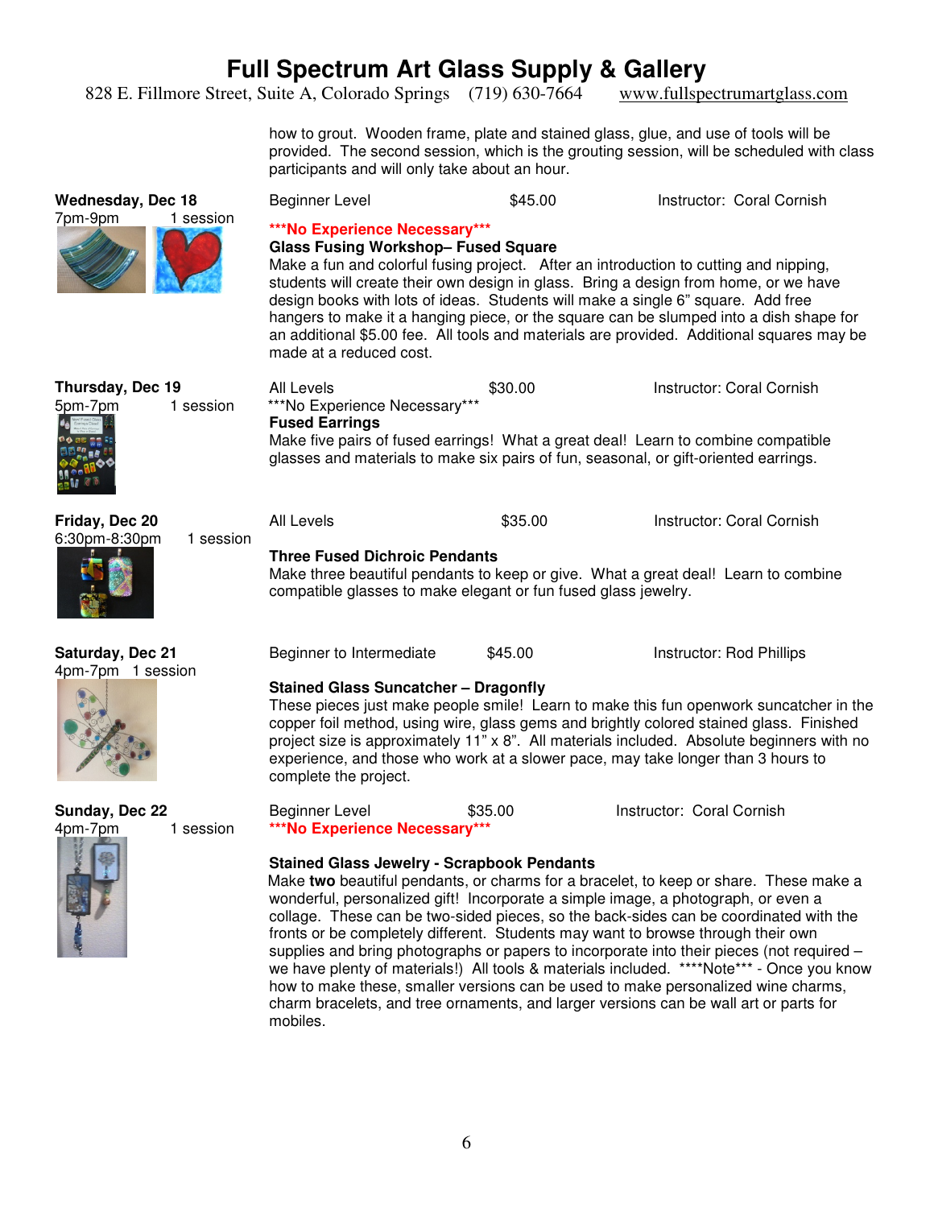# Full Spectrum Art Glass Supply & Gallery

828 E. Fillmore Street, Suite A, Colorado Springs (719) 630-7664 www.fullspectrumartglass.com

how to grout. Wooden frame, plate and stained glass, glue, and use of tools will be provided. The second session, which is the grouting session, will be scheduled with class participants and will only take about an hour.

**Wednesday, Dec 18**
7pm-9pm 1 session

Beginner Level $45.00 Instructor: Coral Cornish

***No Experience Necessary***

**Glass Fusing Workshop– Fused Square**

Make a fun and colorful fusing project. After an introduction to cutting and nipping, students will create their own design in glass. Bring a design from home, or we have design books with lots of ideas. Students will make a single 6" square. Add free hangers to make it a hanging piece, or the square can be slumped into a dish shape for an additional $5.00 fee. All tools and materials are provided. Additional squares may be made at a reduced cost.

**Thursday, Dec 19**
5pm-7pm 1 session

All Levels $30.00 Instructor: Coral Cornish

***No Experience Necessary***

**Fused Earrings**

Make five pairs of fused earrings! What a great deal! Learn to combine compatible glasses and materials to make six pairs of fun, seasonal, or gift-oriented earrings.

**Friday, Dec 20**
6:30pm-8:30pm 1 session

All Levels $35.00 Instructor: Coral Cornish

**Three Fused Dichroic Pendants**

Make three beautiful pendants to keep or give. What a great deal! Learn to combine compatible glasses to make elegant or fun fused glass jewelry.

**Saturday, Dec 21**
4pm-7pm 1 session

Beginner to Intermediate $45.00 Instructor: Rod Phillips

**Stained Glass Suncatcher – Dragonfly**

These pieces just make people smile! Learn to make this fun openwork suncatcher in the copper foil method, using wire, glass gems and brightly colored stained glass. Finished project size is approximately 11" x 8". All materials included. Absolute beginners with no experience, and those who work at a slower pace, may take longer than 3 hours to complete the project.

**Sunday, Dec 22**
4pm-7pm 1 session

Beginner Level $35.00 Instructor: Coral Cornish

***No Experience Necessary***

**Stained Glass Jewelry - Scrapbook Pendants**

Make **two** beautiful pendants, or charms for a bracelet, to keep or share. These make a wonderful, personalized gift! Incorporate a simple image, a photograph, or even a collage. These can be two-sided pieces, so the back-sides can be coordinated with the fronts or be completely different. Students may want to browse through their own supplies and bring photographs or papers to incorporate into their pieces (not required – we have plenty of materials!) All tools & materials included. ****Note*** - Once you know how to make these, smaller versions can be used to make personalized wine charms, charm bracelets, and tree ornaments, and larger versions can be wall art or parts for mobiles.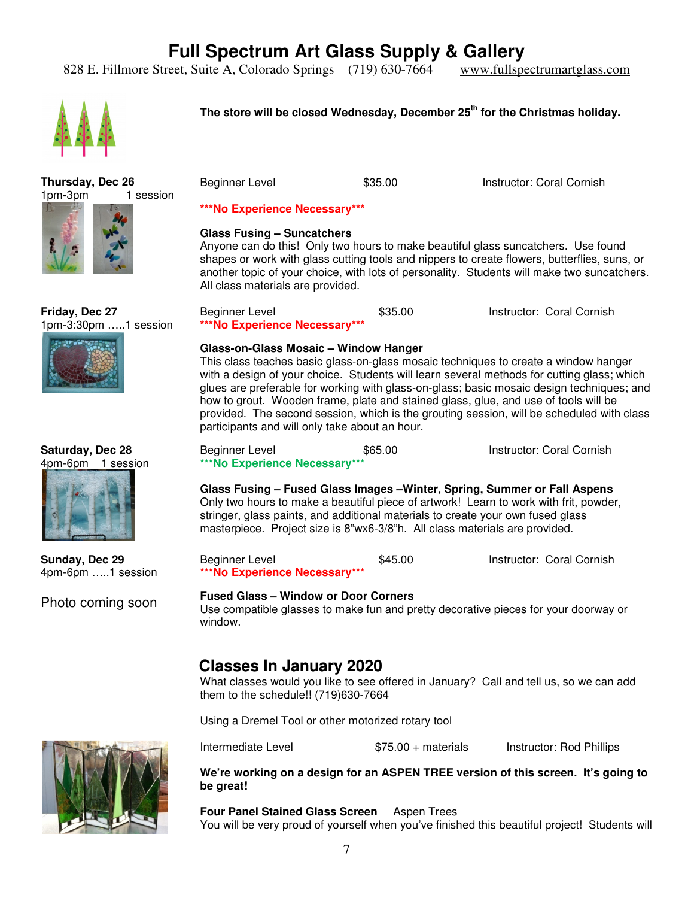# Full Spectrum Art Glass Supply & Gallery

828 E. Fillmore Street, Suite A, Colorado Springs (719) 630-7664 www.fullspectrumartglass.com

**The store will be closed Wednesday, December 25th for the Christmas holiday.**

**Thursday, Dec 26**
1pm-3pm 1 session

Beginner Level $35.00 Instructor: Coral Cornish

**\*\*\*No Experience Necessary\*\*\***

**Glass Fusing – Suncatchers**
Anyone can do this! Only two hours to make beautiful glass suncatchers. Use found shapes or work with glass cutting tools and nippers to create flowers, butterflies, suns, or another topic of your choice, with lots of personality. Students will make two suncatchers. All class materials are provided.

**Friday, Dec 27**
1pm-3:30pm …..1 session

Beginner Level $35.00 Instructor: Coral Cornish

**\*\*\*No Experience Necessary\*\*\***

**Glass-on-Glass Mosaic – Window Hanger**
This class teaches basic glass-on-glass mosaic techniques to create a window hanger with a design of your choice. Students will learn several methods for cutting glass; which glues are preferable for working with glass-on-glass; basic mosaic design techniques; and how to grout. Wooden frame, plate and stained glass, glue, and use of tools will be provided. The second session, which is the grouting session, will be scheduled with class participants and will only take about an hour.

**Saturday, Dec 28**
4pm-6pm 1 session

Beginner Level $65.00 Instructor: Coral Cornish

**\*\*\*No Experience Necessary\*\*\***

**Glass Fusing – Fused Glass Images –Winter, Spring, Summer or Fall Aspens**
Only two hours to make a beautiful piece of artwork! Learn to work with frit, powder, stringer, glass paints, and additional materials to create your own fused glass masterpiece. Project size is 8"wx6-3/8"h. All class materials are provided.

**Sunday, Dec 29**
4pm-6pm …..1 session

Photo coming soon

Beginner Level $45.00 Instructor: Coral Cornish

**\*\*\*No Experience Necessary\*\*\***

**Fused Glass – Window or Door Corners**
Use compatible glasses to make fun and pretty decorative pieces for your doorway or window.

## Classes In January 2020

What classes would you like to see offered in January? Call and tell us, so we can add them to the schedule!! (719)630-7664

Using a Dremel Tool or other motorized rotary tool

Intermediate Level $75.00 + materials Instructor: Rod Phillips

**We're working on a design for an ASPEN TREE version of this screen. It's going to be great!**

**Four Panel Stained Glass Screen** Aspen Trees
You will be very proud of yourself when you've finished this beautiful project! Students will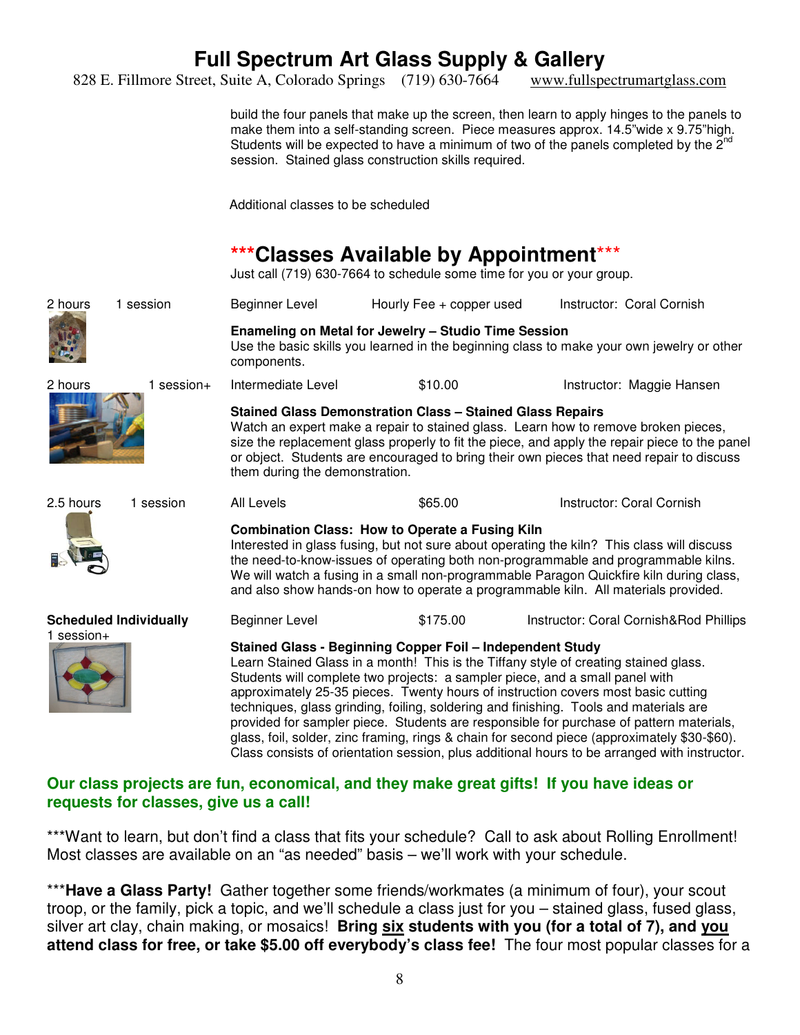build the four panels that make up the screen, then learn to apply hinges to the panels to make them into a self-standing screen. Piece measures approx. 14.5"wide x 9.75"high. Students will be expected to have a minimum of two of the panels completed by the 2nd session. Stained glass construction skills required.

Additional classes to be scheduled

## ***Classes Available by Appointment***

Just call (719) 630-7664 to schedule some time for you or your group.

2 hours | 1 session | Beginner Level | Hourly Fee + copper used | Instructor: Coral Cornish

**Enameling on Metal for Jewelry – Studio Time Session**
Use the basic skills you learned in the beginning class to make your own jewelry or other components.

2 hours | 1 session+ | Intermediate Level | $10.00 | Instructor: Maggie Hansen

**Stained Glass Demonstration Class – Stained Glass Repairs**
Watch an expert make a repair to stained glass. Learn how to remove broken pieces, size the replacement glass properly to fit the piece, and apply the repair piece to the panel or object. Students are encouraged to bring their own pieces that need repair to discuss them during the demonstration.

2.5 hours | 1 session | All Levels | $65.00 | Instructor: Coral Cornish

**Combination Class: How to Operate a Fusing Kiln**
Interested in glass fusing, but not sure about operating the kiln? This class will discuss the need-to-know-issues of operating both non-programmable and programmable kilns. We will watch a fusing in a small non-programmable Paragon Quickfire kiln during class, and also show hands-on how to operate a programmable kiln. All materials provided.

**Scheduled Individually** 1 session+ | Beginner Level | $175.00 | Instructor: Coral Cornish&Rod Phillips

**Stained Glass - Beginning Copper Foil – Independent Study**
Learn Stained Glass in a month! This is the Tiffany style of creating stained glass. Students will complete two projects: a sampler piece, and a small panel with approximately 25-35 pieces. Twenty hours of instruction covers most basic cutting techniques, glass grinding, foiling, soldering and finishing. Tools and materials are provided for sampler piece. Students are responsible for purchase of pattern materials, glass, foil, solder, zinc framing, rings & chain for second piece (approximately $30-$60). Class consists of orientation session, plus additional hours to be arranged with instructor.

**Our class projects are fun, economical, and they make great gifts! If you have ideas or requests for classes, give us a call!**

***Want to learn, but don't find a class that fits your schedule? Call to ask about Rolling Enrollment! Most classes are available on an "as needed" basis – we'll work with your schedule.

***__Have a Glass Party!__** Gather together some friends/workmates (a minimum of four), your scout troop, or the family, pick a topic, and we'll schedule a class just for you – stained glass, fused glass, silver art clay, chain making, or mosaics! **Bring <u>six</u> students with you (for a total of 7), and <u>you</u> attend class for free, or take $5.00 off everybody's class fee!** The four most popular classes for a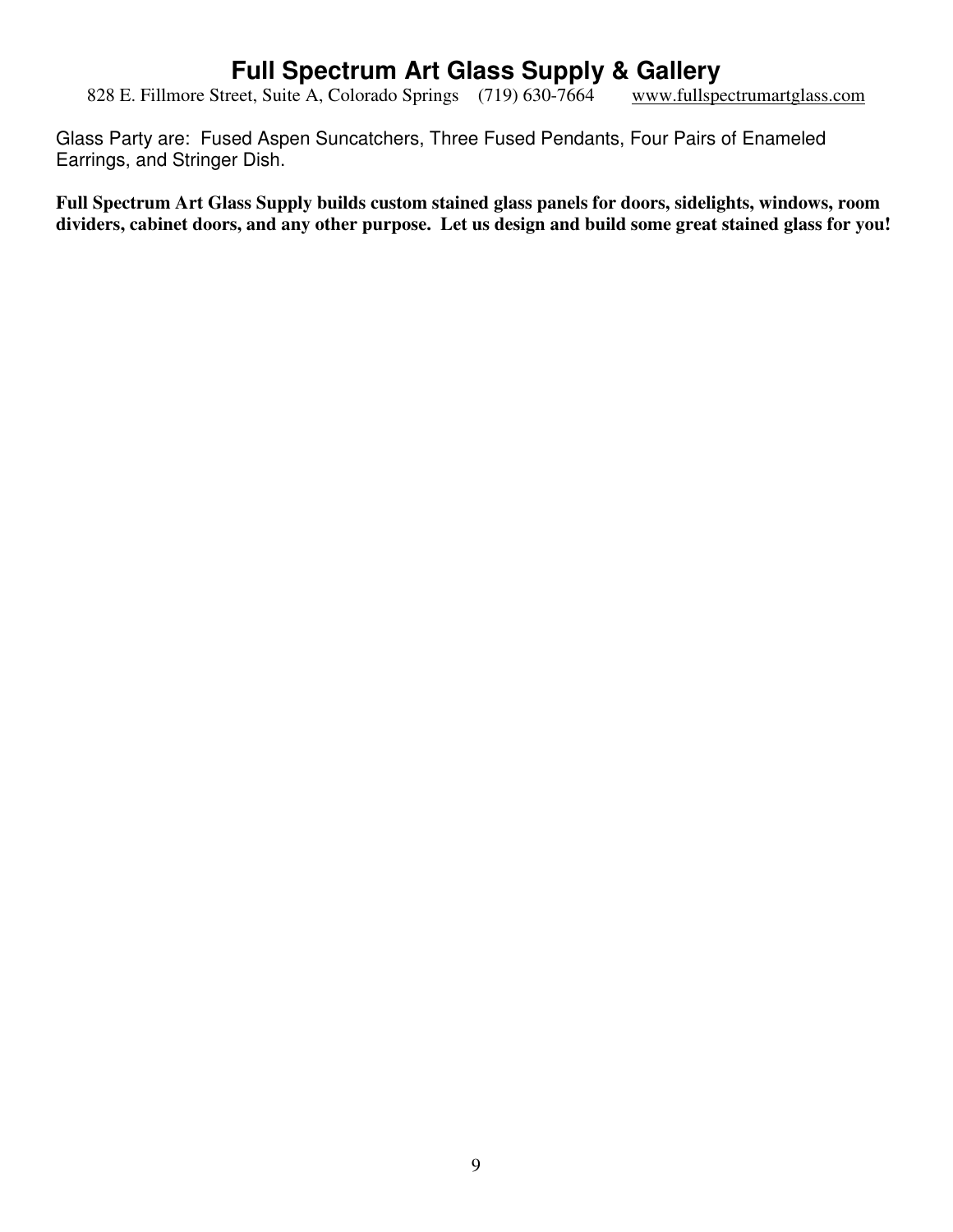# Full Spectrum Art Glass Supply & Gallery

828 E. Fillmore Street, Suite A, Colorado Springs (719) 630-7664 www.fullspectrumartglass.com

Glass Party are: Fused Aspen Suncatchers, Three Fused Pendants, Four Pairs of Enameled Earrings, and Stringer Dish.

**Full Spectrum Art Glass Supply builds custom stained glass panels for doors, sidelights, windows, room dividers, cabinet doors, and any other purpose. Let us design and build some great stained glass for you!**